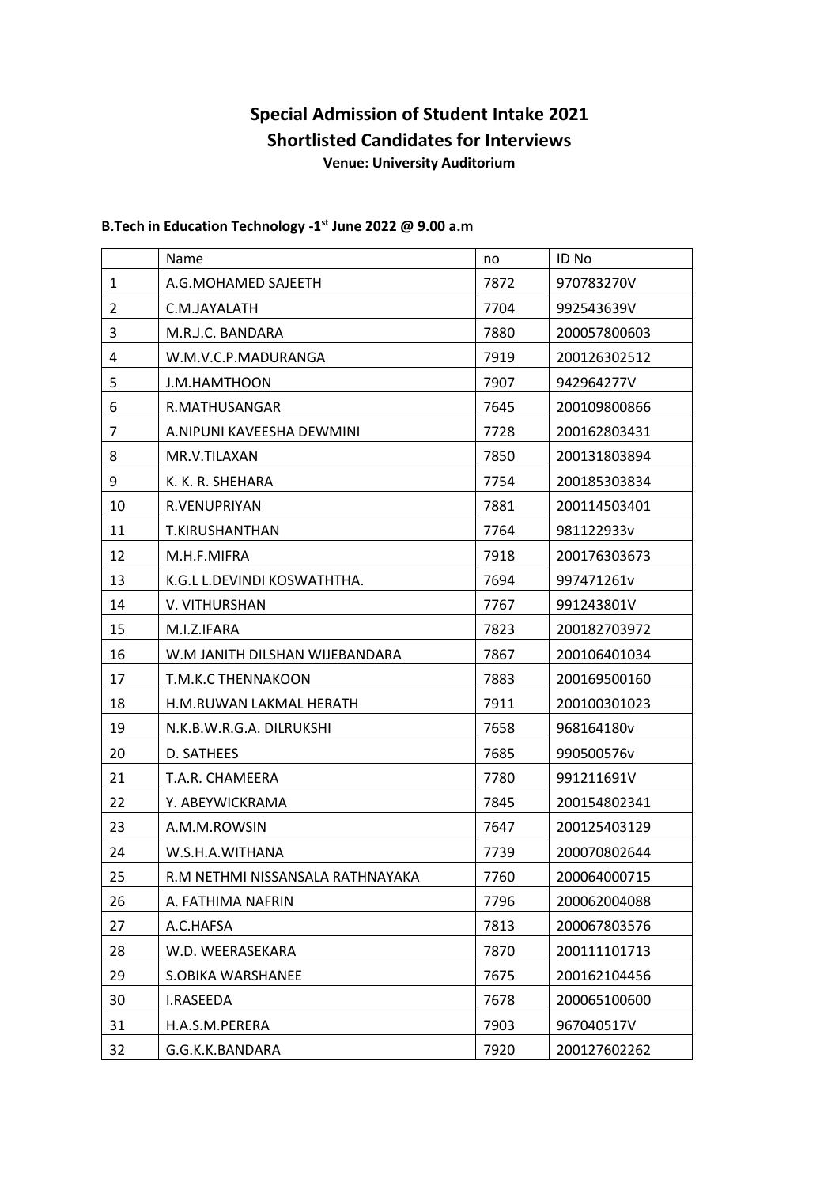# Special Admission of Student Intake 2021
# Shortlisted Candidates for Interviews

**Venue: University Auditorium**

**B.Tech in Education Technology -1st June 2022 @ 9.00 a.m**

| | Name | no | ID No |
|---|---|---|---|
| 1 | A.G.MOHAMED SAJEETH | 7872 | 970783270V |
| 2 | C.M.JAYALATH | 7704 | 992543639V |
| 3 | M.R.J.C. BANDARA | 7880 | 200057800603 |
| 4 | W.M.V.C.P.MADURANGA | 7919 | 200126302512 |
| 5 | J.M.HAMTHOON | 7907 | 942964277V |
| 6 | R.MATHUSANGAR | 7645 | 200109800866 |
| 7 | A.NIPUNI KAVEESHA DEWMINI | 7728 | 200162803431 |
| 8 | MR.V.TILAXAN | 7850 | 200131803894 |
| 9 | K. K. R. SHEHARA | 7754 | 200185303834 |
| 10 | R.VENUPRIYAN | 7881 | 200114503401 |
| 11 | T.KIRUSHANTHAN | 7764 | 981122933v |
| 12 | M.H.F.MIFRA | 7918 | 200176303673 |
| 13 | K.G.L L.DEVINDI KOSWATHTHA. | 7694 | 997471261v |
| 14 | V. VITHURSHAN | 7767 | 991243801V |
| 15 | M.I.Z.IFARA | 7823 | 200182703972 |
| 16 | W.M JANITH DILSHAN WIJEBANDARA | 7867 | 200106401034 |
| 17 | T.M.K.C THENNAKOON | 7883 | 200169500160 |
| 18 | H.M.RUWAN LAKMAL HERATH | 7911 | 200100301023 |
| 19 | N.K.B.W.R.G.A. DILRUKSHI | 7658 | 968164180v |
| 20 | D. SATHEES | 7685 | 990500576v |
| 21 | T.A.R. CHAMEERA | 7780 | 991211691V |
| 22 | Y. ABEYWICKRAMA | 7845 | 200154802341 |
| 23 | A.M.M.ROWSIN | 7647 | 200125403129 |
| 24 | W.S.H.A.WITHANA | 7739 | 200070802644 |
| 25 | R.M NETHMI NISSANSALA RATHNAYAKA | 7760 | 200064000715 |
| 26 | A. FATHIMA NAFRIN | 7796 | 200062004088 |
| 27 | A.C.HAFSA | 7813 | 200067803576 |
| 28 | W.D. WEERASEKARA | 7870 | 200111101713 |
| 29 | S.OBIKA WARSHANEE | 7675 | 200162104456 |
| 30 | I.RASEEDA | 7678 | 200065100600 |
| 31 | H.A.S.M.PERERA | 7903 | 967040517V |
| 32 | G.G.K.K.BANDARA | 7920 | 200127602262 |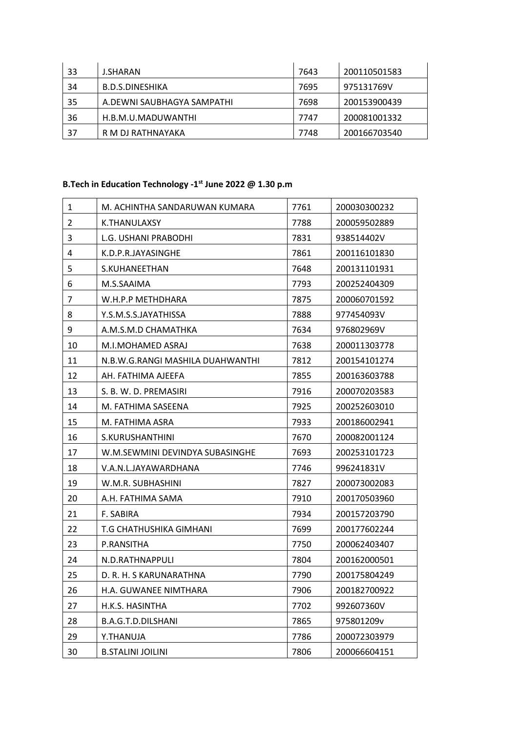| 33 | J.SHARAN | 7643 | 200110501583 |
|---|---|---|---|
| 34 | B.D.S.DINESHIKA | 7695 | 975131769V |
| 35 | A.DEWNI SAUBHAGYA SAMPATHI | 7698 | 200153900439 |
| 36 | H.B.M.U.MADUWANTHI | 7747 | 200081001332 |
| 37 | R M DJ RATHNAYAKA | 7748 | 200166703540 |

**B.Tech in Education Technology -1st June 2022 @ 1.30 p.m**

| 1 | M. ACHINTHA SANDARUWAN KUMARA | 7761 | 200030300232 |
|---|---|---|---|
| 2 | K.THANULAXSY | 7788 | 200059502889 |
| 3 | L.G. USHANI PRABODHI | 7831 | 938514402V |
| 4 | K.D.P.R.JAYASINGHE | 7861 | 200116101830 |
| 5 | S.KUHANEETHAN | 7648 | 200131101931 |
| 6 | M.S.SAAIMA | 7793 | 200252404309 |
| 7 | W.H.P.P METHDHARA | 7875 | 200060701592 |
| 8 | Y.S.M.S.S.JAYATHISSA | 7888 | 977454093V |
| 9 | A.M.S.M.D CHAMATHKA | 7634 | 976802969V |
| 10 | M.I.MOHAMED ASRAJ | 7638 | 200011303778 |
| 11 | N.B.W.G.RANGI MASHILA DUAHWANTHI | 7812 | 200154101274 |
| 12 | AH. FATHIMA AJEEFA | 7855 | 200163603788 |
| 13 | S. B. W. D. PREMASIRI | 7916 | 200070203583 |
| 14 | M. FATHIMA SASEENA | 7925 | 200252603010 |
| 15 | M. FATHIMA ASRA | 7933 | 200186002941 |
| 16 | S.KURUSHANTHINI | 7670 | 200082001124 |
| 17 | W.M.SEWMINI DEVINDYA SUBASINGHE | 7693 | 200253101723 |
| 18 | V.A.N.L.JAYAWARDHANA | 7746 | 996241831V |
| 19 | W.M.R. SUBHASHINI | 7827 | 200073002083 |
| 20 | A.H. FATHIMA SAMA | 7910 | 200170503960 |
| 21 | F. SABIRA | 7934 | 200157203790 |
| 22 | T.G CHATHUSHIKA GIMHANI | 7699 | 200177602244 |
| 23 | P.RANSITHA | 7750 | 200062403407 |
| 24 | N.D.RATHNAPPULI | 7804 | 200162000501 |
| 25 | D. R. H. S KARUNARATHNA | 7790 | 200175804249 |
| 26 | H.A. GUWANEE NIMTHARA | 7906 | 200182700922 |
| 27 | H.K.S. HASINTHA | 7702 | 992607360V |
| 28 | B.A.G.T.D.DILSHANI | 7865 | 975801209v |
| 29 | Y.THANUJA | 7786 | 200072303979 |
| 30 | B.STALINI JOILINI | 7806 | 200066604151 |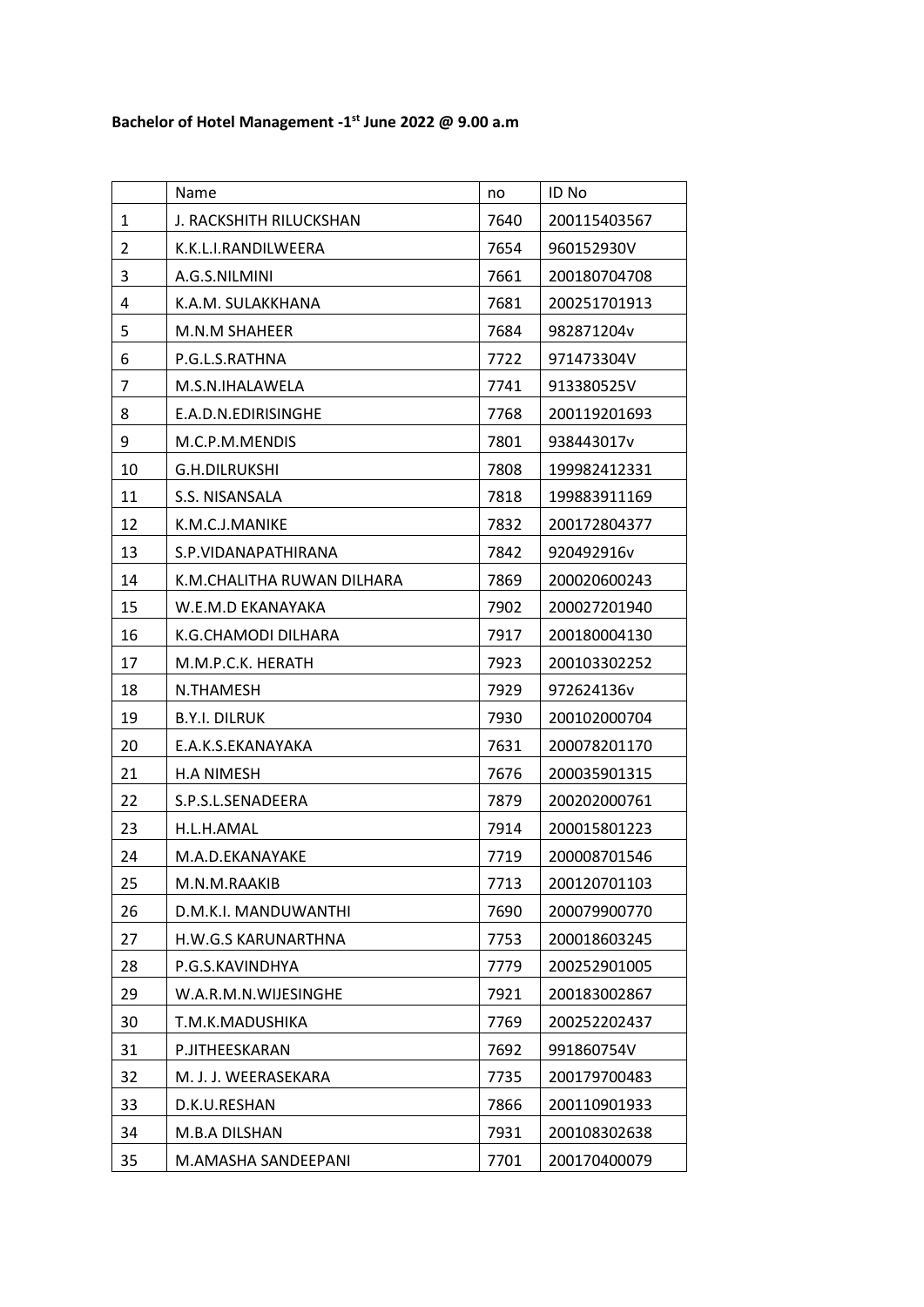**Bachelor of Hotel Management -1st June 2022 @ 9.00 a.m**

| | Name | no | ID No |
|---|---|---|---|
| 1 | J. RACKSHITH RILUCKSHAN | 7640 | 200115403567 |
| 2 | K.K.L.I.RANDILWEERA | 7654 | 960152930V |
| 3 | A.G.S.NILMINI | 7661 | 200180704708 |
| 4 | K.A.M. SULAKKHANA | 7681 | 200251701913 |
| 5 | M.N.M SHAHEER | 7684 | 982871204v |
| 6 | P.G.L.S.RATHNA | 7722 | 971473304V |
| 7 | M.S.N.IHALAWELA | 7741 | 913380525V |
| 8 | E.A.D.N.EDIRISINGHE | 7768 | 200119201693 |
| 9 | M.C.P.M.MENDIS | 7801 | 938443017v |
| 10 | G.H.DILRUKSHI | 7808 | 199982412331 |
| 11 | S.S. NISANSALA | 7818 | 199883911169 |
| 12 | K.M.C.J.MANIKE | 7832 | 200172804377 |
| 13 | S.P.VIDANAPATHIRANA | 7842 | 920492916v |
| 14 | K.M.CHALITHA RUWAN DILHARA | 7869 | 200020600243 |
| 15 | W.E.M.D EKANAYAKA | 7902 | 200027201940 |
| 16 | K.G.CHAMODI DILHARA | 7917 | 200180004130 |
| 17 | M.M.P.C.K. HERATH | 7923 | 200103302252 |
| 18 | N.THAMESH | 7929 | 972624136v |
| 19 | B.Y.I. DILRUK | 7930 | 200102000704 |
| 20 | E.A.K.S.EKANAYAKA | 7631 | 200078201170 |
| 21 | H.A NIMESH | 7676 | 200035901315 |
| 22 | S.P.S.L.SENADEERA | 7879 | 200202000761 |
| 23 | H.L.H.AMAL | 7914 | 200015801223 |
| 24 | M.A.D.EKANAYAKE | 7719 | 200008701546 |
| 25 | M.N.M.RAAKIB | 7713 | 200120701103 |
| 26 | D.M.K.I. MANDUWANTHI | 7690 | 200079900770 |
| 27 | H.W.G.S KARUNARTHNA | 7753 | 200018603245 |
| 28 | P.G.S.KAVINDHYA | 7779 | 200252901005 |
| 29 | W.A.R.M.N.WIJESINGHE | 7921 | 200183002867 |
| 30 | T.M.K.MADUSHIKA | 7769 | 200252202437 |
| 31 | P.JITHEESKARAN | 7692 | 991860754V |
| 32 | M. J. J. WEERASEKARA | 7735 | 200179700483 |
| 33 | D.K.U.RESHAN | 7866 | 200110901933 |
| 34 | M.B.A DILSHAN | 7931 | 200108302638 |
| 35 | M.AMASHA SANDEEPANI | 7701 | 200170400079 |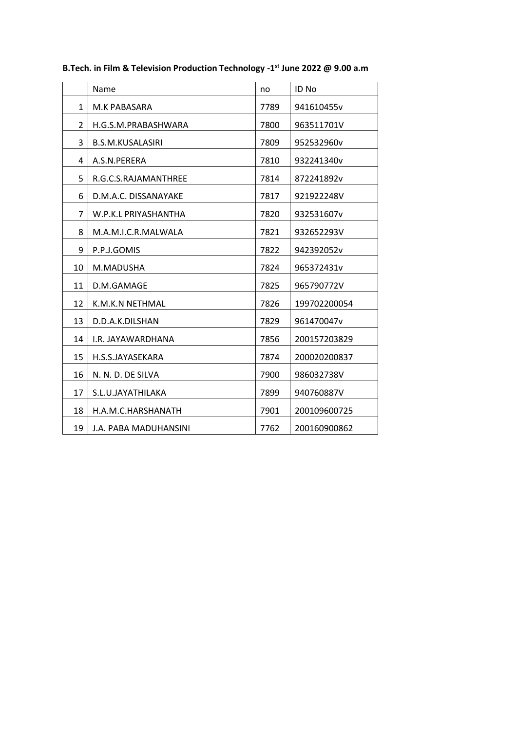**B.Tech. in Film & Television Production Technology -1st June 2022 @ 9.00 a.m**

| | Name | no | ID No |
|---|---|---|---|
| 1 | M.K PABASARA | 7789 | 941610455v |
| 2 | H.G.S.M.PRABASHWARA | 7800 | 963511701V |
| 3 | B.S.M.KUSALASIRI | 7809 | 952532960v |
| 4 | A.S.N.PERERA | 7810 | 932241340v |
| 5 | R.G.C.S.RAJAMANTHREE | 7814 | 872241892v |
| 6 | D.M.A.C. DISSANAYAKE | 7817 | 921922248V |
| 7 | W.P.K.L PRIYASHANTHA | 7820 | 932531607v |
| 8 | M.A.M.I.C.R.MALWALA | 7821 | 932652293V |
| 9 | P.P.J.GOMIS | 7822 | 942392052v |
| 10 | M.MADUSHA | 7824 | 965372431v |
| 11 | D.M.GAMAGE | 7825 | 965790772V |
| 12 | K.M.K.N NETHMAL | 7826 | 199702200054 |
| 13 | D.D.A.K.DILSHAN | 7829 | 961470047v |
| 14 | I.R. JAYAWARDHANA | 7856 | 200157203829 |
| 15 | H.S.S.JAYASEKARA | 7874 | 200020200837 |
| 16 | N. N. D. DE SILVA | 7900 | 986032738V |
| 17 | S.L.U.JAYATHILAKA | 7899 | 940760887V |
| 18 | H.A.M.C.HARSHANATH | 7901 | 200109600725 |
| 19 | J.A. PABA MADUHANSINI | 7762 | 200160900862 |